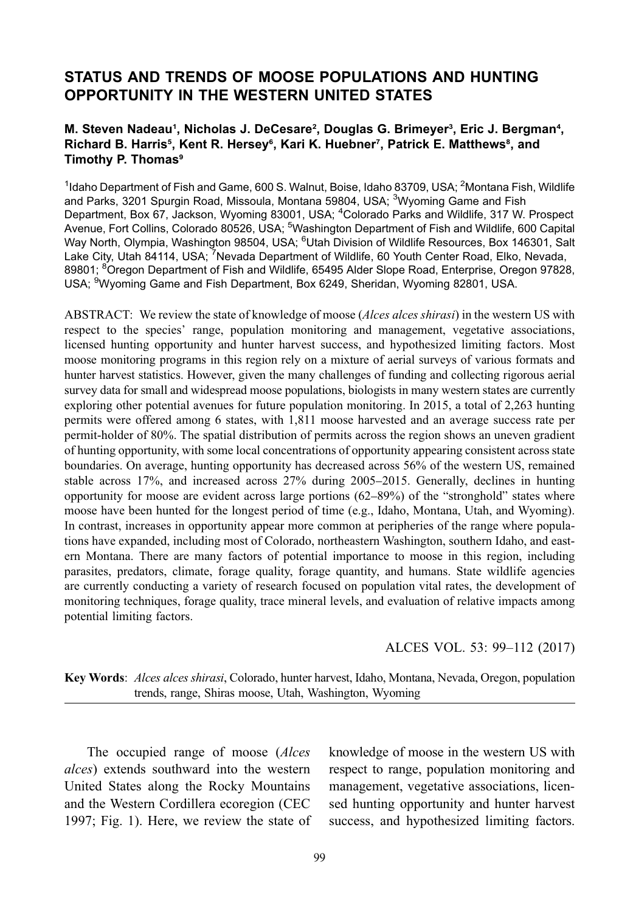# STATUS AND TRENDS OF MOOSE POPULATIONS AND HUNTING OPPORTUNITY IN THE WESTERN UNITED STATES

**M. Steven Nadeau[1], Nicholas J. DeCesare[2], Douglas G. Brimeyer[3], Eric J. Bergman[4], Richard B. Harris[5], Kent R. Hersey[6], Kari K. Huebner[7], Patrick E. Matthews[8], and Timothy P. Thomas[9]**

[1]Idaho Department of Fish and Game, 600 S. Walnut, Boise, Idaho 83709, USA; [2]Montana Fish, Wildlife and Parks, 3201 Spurgin Road, Missoula, Montana 59804, USA; [3]Wyoming Game and Fish Department, Box 67, Jackson, Wyoming 83001, USA; [4]Colorado Parks and Wildlife, 317 W. Prospect Avenue, Fort Collins, Colorado 80526, USA; [5]Washington Department of Fish and Wildlife, 600 Capital Way North, Olympia, Washington 98504, USA; [6]Utah Division of Wildlife Resources, Box 146301, Salt Lake City, Utah 84114, USA; [7]Nevada Department of Wildlife, 60 Youth Center Road, Elko, Nevada, 89801; [8]Oregon Department of Fish and Wildlife, 65495 Alder Slope Road, Enterprise, Oregon 97828, USA; [9]Wyoming Game and Fish Department, Box 6249, Sheridan, Wyoming 82801, USA.

ABSTRACT: We review the state of knowledge of moose (*Alces alces shirasi*) in the western US with respect to the species' range, population monitoring and management, vegetative associations, licensed hunting opportunity and hunter harvest success, and hypothesized limiting factors. Most moose monitoring programs in this region rely on a mixture of aerial surveys of various formats and hunter harvest statistics. However, given the many challenges of funding and collecting rigorous aerial survey data for small and widespread moose populations, biologists in many western states are currently exploring other potential avenues for future population monitoring. In 2015, a total of 2,263 hunting permits were offered among 6 states, with 1,811 moose harvested and an average success rate per permit-holder of 80%. The spatial distribution of permits across the region shows an uneven gradient of hunting opportunity, with some local concentrations of opportunity appearing consistent across state boundaries. On average, hunting opportunity has decreased across 56% of the western US, remained stable across 17%, and increased across 27% during 2005–2015. Generally, declines in hunting opportunity for moose are evident across large portions (62–89%) of the "stronghold" states where moose have been hunted for the longest period of time (e.g., Idaho, Montana, Utah, and Wyoming). In contrast, increases in opportunity appear more common at peripheries of the range where populations have expanded, including most of Colorado, northeastern Washington, southern Idaho, and eastern Montana. There are many factors of potential importance to moose in this region, including parasites, predators, climate, forage quality, forage quantity, and humans. State wildlife agencies are currently conducting a variety of research focused on population vital rates, the development of monitoring techniques, forage quality, trace mineral levels, and evaluation of relative impacts among potential limiting factors.

ALCES VOL. 53: 99–112 (2017)

**Key Words**: *Alces alces shirasi*, Colorado, hunter harvest, Idaho, Montana, Nevada, Oregon, population trends, range, Shiras moose, Utah, Washington, Wyoming

The occupied range of moose (*Alces alces*) extends southward into the western United States along the Rocky Mountains and the Western Cordillera ecoregion (CEC 1997; Fig. 1). Here, we review the state of knowledge of moose in the western US with respect to range, population monitoring and management, vegetative associations, licensed hunting opportunity and hunter harvest success, and hypothesized limiting factors.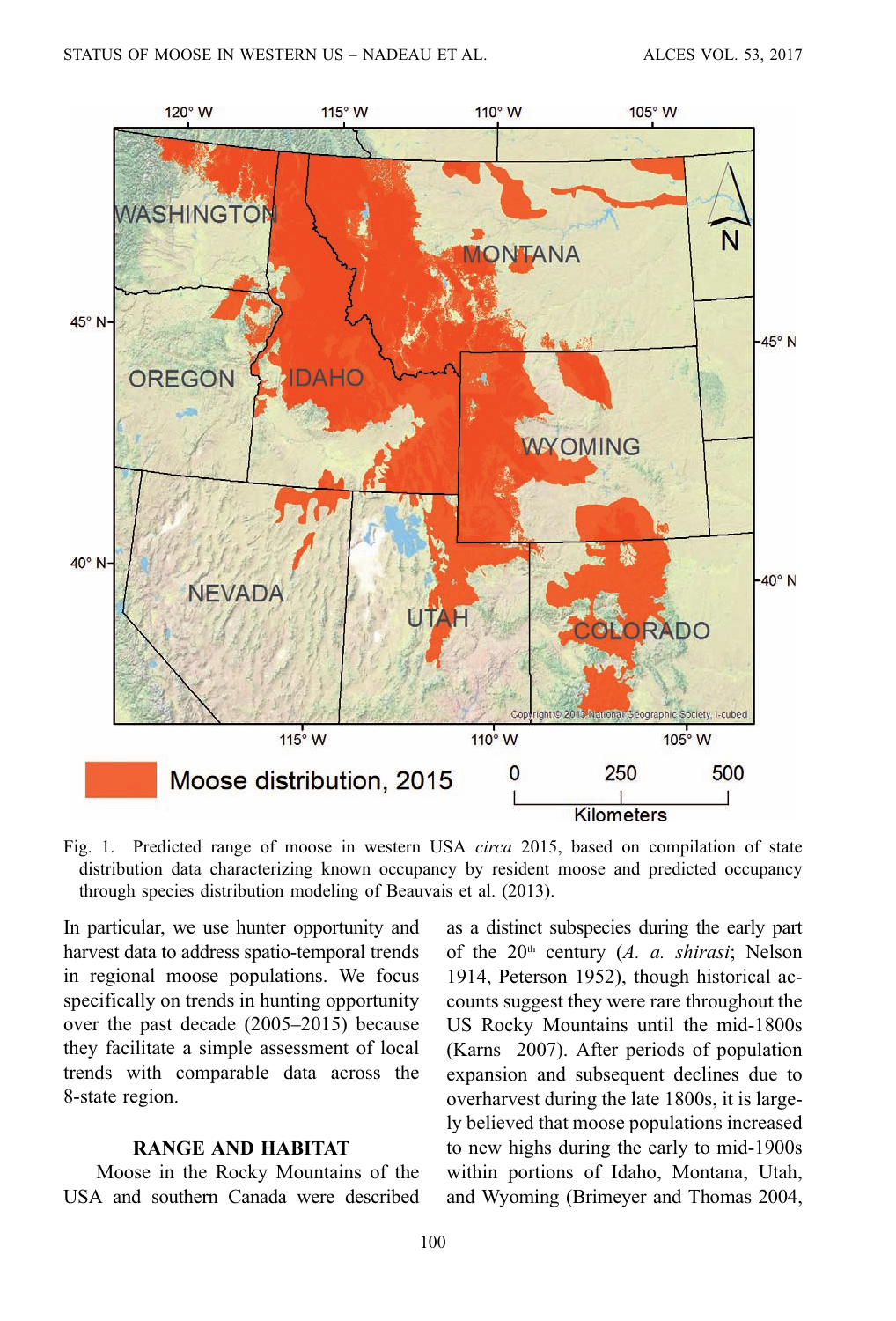Fig. 1. Predicted range of moose in western USA *circa* 2015, based on compilation of state distribution data characterizing known occupancy by resident moose and predicted occupancy through species distribution modeling of Beauvais et al. (2013).

In particular, we use hunter opportunity and harvest data to address spatio-temporal trends in regional moose populations. We focus specifically on trends in hunting opportunity over the past decade (2005–2015) because they facilitate a simple assessment of local trends with comparable data across the 8-state region.

## RANGE AND HABITAT

Moose in the Rocky Mountains of the USA and southern Canada were described as a distinct subspecies during the early part of the 20th century (*A. a. shirasi*; Nelson 1914, Peterson 1952), though historical accounts suggest they were rare throughout the US Rocky Mountains until the mid-1800s (Karns 2007). After periods of population expansion and subsequent declines due to overharvest during the late 1800s, it is largely believed that moose populations increased to new highs during the early to mid-1900s within portions of Idaho, Montana, Utah, and Wyoming (Brimeyer and Thomas 2004,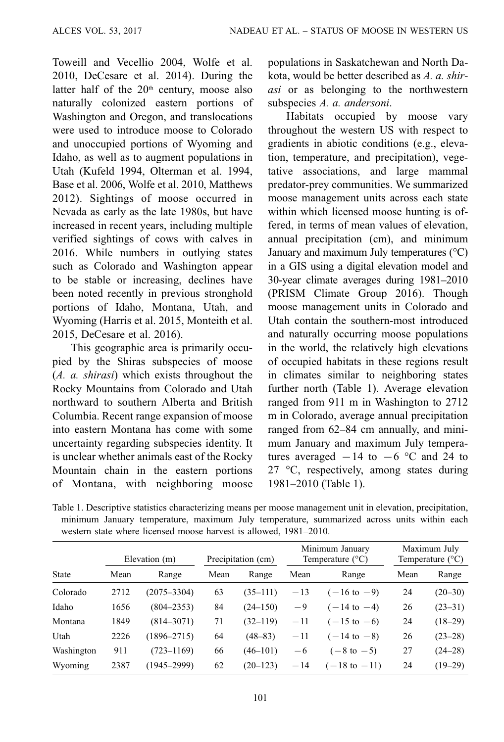Toweill and Vecellio 2004, Wolfe et al. 2010, DeCesare et al. 2014). During the latter half of the 20[th] century, moose also naturally colonized eastern portions of Washington and Oregon, and translocations were used to introduce moose to Colorado and unoccupied portions of Wyoming and Idaho, as well as to augment populations in Utah (Kufeld 1994, Olterman et al. 1994, Base et al. 2006, Wolfe et al. 2010, Matthews 2012). Sightings of moose occurred in Nevada as early as the late 1980s, but have increased in recent years, including multiple verified sightings of cows with calves in 2016. While numbers in outlying states such as Colorado and Washington appear to be stable or increasing, declines have been noted recently in previous stronghold portions of Idaho, Montana, Utah, and Wyoming (Harris et al. 2015, Monteith et al. 2015, DeCesare et al. 2016).

This geographic area is primarily occupied by the Shiras subspecies of moose (*A. a. shirasi*) which exists throughout the Rocky Mountains from Colorado and Utah northward to southern Alberta and British Columbia. Recent range expansion of moose into eastern Montana has come with some uncertainty regarding subspecies identity. It is unclear whether animals east of the Rocky Mountain chain in the eastern portions of Montana, with neighboring moose populations in Saskatchewan and North Dakota, would be better described as *A. a. shirasi* or as belonging to the northwestern subspecies *A. a. andersoni*.

Habitats occupied by moose vary throughout the western US with respect to gradients in abiotic conditions (e.g., elevation, temperature, and precipitation), vegetative associations, and large mammal predator-prey communities. We summarized moose management units across each state within which licensed moose hunting is offered, in terms of mean values of elevation, annual precipitation (cm), and minimum January and maximum July temperatures (°C) in a GIS using a digital elevation model and 30-year climate averages during 1981–2010 (PRISM Climate Group 2016). Though moose management units in Colorado and Utah contain the southern-most introduced and naturally occurring moose populations in the world, the relatively high elevations of occupied habitats in these regions result in climates similar to neighboring states further north (Table 1). Average elevation ranged from 911 m in Washington to 2712 m in Colorado, average annual precipitation ranged from 62–84 cm annually, and minimum January and maximum July temperatures averaged −14 to −6 °C and 24 to 27 °C, respectively, among states during 1981–2010 (Table 1).

Table 1. Descriptive statistics characterizing means per moose management unit in elevation, precipitation, minimum January temperature, maximum July temperature, summarized across units within each western state where licensed moose harvest is allowed, 1981–2010.

| State | Elevation (m) | | Precipitation (cm) | | Minimum January Temperature (°C) | | Maximum July Temperature (°C) | |
|---|---|---|---|---|---|---|---|---|
| | Mean | Range | Mean | Range | Mean | Range | Mean | Range |
| Colorado | 2712 | (2075–3304) | 63 | (35–111) | −13 | (−16 to −9) | 24 | (20–30) |
| Idaho | 1656 | (804–2353) | 84 | (24–150) | −9 | (−14 to −4) | 26 | (23–31) |
| Montana | 1849 | (814–3071) | 71 | (32–119) | −11 | (−15 to −6) | 24 | (18–29) |
| Utah | 2226 | (1896–2715) | 64 | (48–83) | −11 | (−14 to −8) | 26 | (23–28) |
| Washington | 911 | (723–1169) | 66 | (46–101) | −6 | (−8 to −5) | 27 | (24–28) |
| Wyoming | 2387 | (1945–2999) | 62 | (20–123) | −14 | (−18 to −11) | 24 | (19–29) |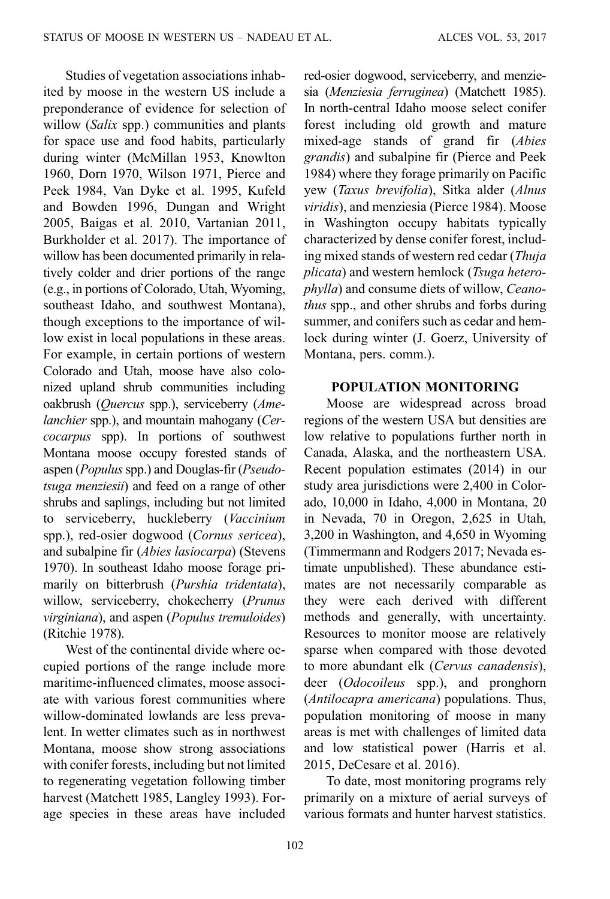Studies of vegetation associations inhabited by moose in the western US include a preponderance of evidence for selection of willow (*Salix* spp.) communities and plants for space use and food habits, particularly during winter (McMillan 1953, Knowlton 1960, Dorn 1970, Wilson 1971, Pierce and Peek 1984, Van Dyke et al. 1995, Kufeld and Bowden 1996, Dungan and Wright 2005, Baigas et al. 2010, Vartanian 2011, Burkholder et al. 2017). The importance of willow has been documented primarily in relatively colder and drier portions of the range (e.g., in portions of Colorado, Utah, Wyoming, southeast Idaho, and southwest Montana), though exceptions to the importance of willow exist in local populations in these areas. For example, in certain portions of western Colorado and Utah, moose have also colonized upland shrub communities including oakbrush (*Quercus* spp.), serviceberry (*Amelanchier* spp.), and mountain mahogany (*Cercocarpus* spp). In portions of southwest Montana moose occupy forested stands of aspen (*Populus* spp.) and Douglas-fir (*Pseudotsuga menziesii*) and feed on a range of other shrubs and saplings, including but not limited to serviceberry, huckleberry (*Vaccinium* spp.), red-osier dogwood (*Cornus sericea*), and subalpine fir (*Abies lasiocarpa*) (Stevens 1970). In southeast Idaho moose forage primarily on bitterbrush (*Purshia tridentata*), willow, serviceberry, chokecherry (*Prunus virginiana*), and aspen (*Populus tremuloides*) (Ritchie 1978).

West of the continental divide where occupied portions of the range include more maritime-influenced climates, moose associate with various forest communities where willow-dominated lowlands are less prevalent. In wetter climates such as in northwest Montana, moose show strong associations with conifer forests, including but not limited to regenerating vegetation following timber harvest (Matchett 1985, Langley 1993). Forage species in these areas have included red-osier dogwood, serviceberry, and menziesia (*Menziesia ferruginea*) (Matchett 1985). In north-central Idaho moose select conifer forest including old growth and mature mixed-age stands of grand fir (*Abies grandis*) and subalpine fir (Pierce and Peek 1984) where they forage primarily on Pacific yew (*Taxus brevifolia*), Sitka alder (*Alnus viridis*), and menziesia (Pierce 1984). Moose in Washington occupy habitats typically characterized by dense conifer forest, including mixed stands of western red cedar (*Thuja plicata*) and western hemlock (*Tsuga heterophylla*) and consume diets of willow, *Ceanothus* spp., and other shrubs and forbs during summer, and conifers such as cedar and hemlock during winter (J. Goerz, University of Montana, pers. comm.).

## POPULATION MONITORING

Moose are widespread across broad regions of the western USA but densities are low relative to populations further north in Canada, Alaska, and the northeastern USA. Recent population estimates (2014) in our study area jurisdictions were 2,400 in Colorado, 10,000 in Idaho, 4,000 in Montana, 20 in Nevada, 70 in Oregon, 2,625 in Utah, 3,200 in Washington, and 4,650 in Wyoming (Timmermann and Rodgers 2017; Nevada estimate unpublished). These abundance estimates are not necessarily comparable as they were each derived with different methods and generally, with uncertainty. Resources to monitor moose are relatively sparse when compared with those devoted to more abundant elk (*Cervus canadensis*), deer (*Odocoileus* spp.), and pronghorn (*Antilocapra americana*) populations. Thus, population monitoring of moose in many areas is met with challenges of limited data and low statistical power (Harris et al. 2015, DeCesare et al. 2016).

To date, most monitoring programs rely primarily on a mixture of aerial surveys of various formats and hunter harvest statistics.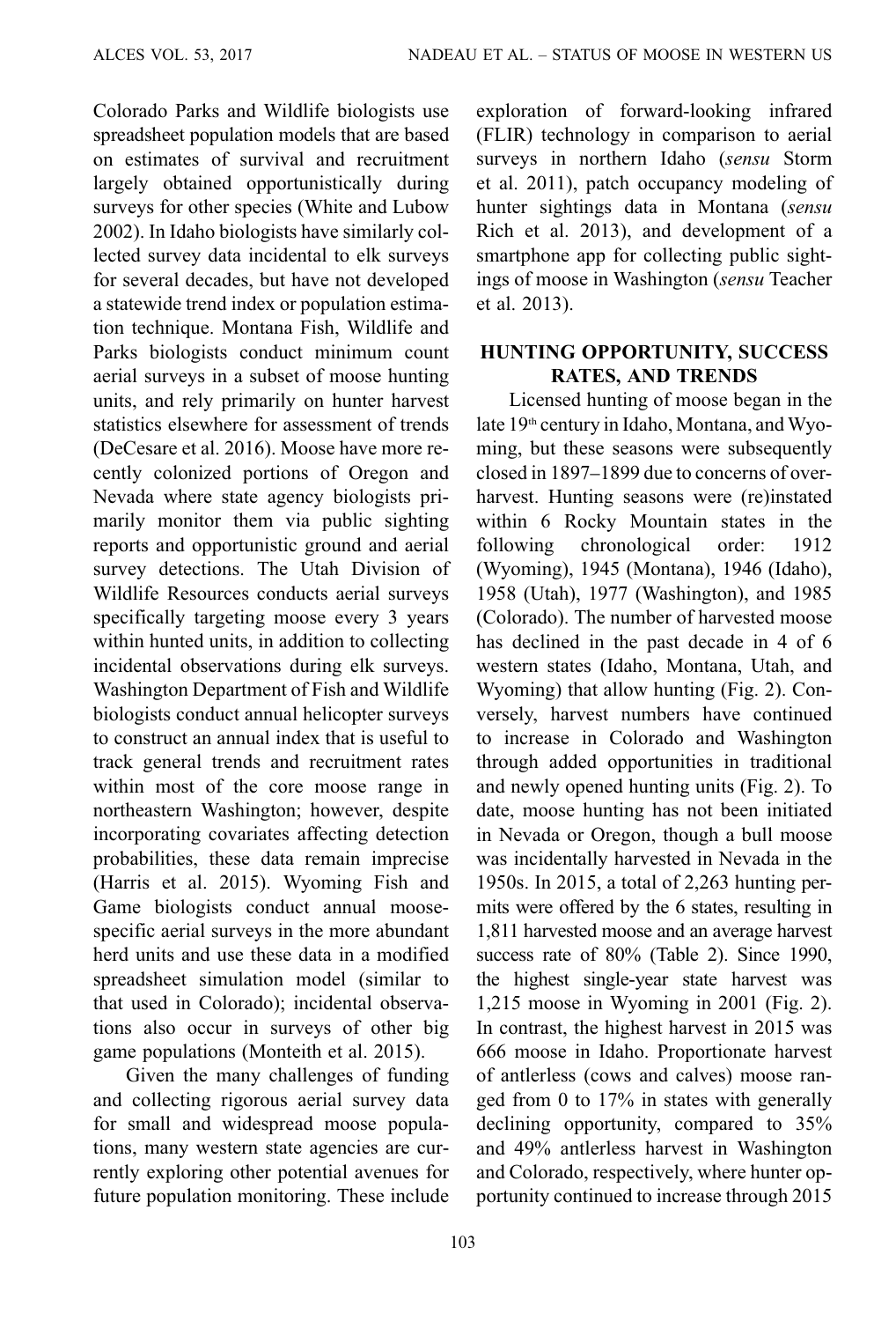Colorado Parks and Wildlife biologists use spreadsheet population models that are based on estimates of survival and recruitment largely obtained opportunistically during surveys for other species (White and Lubow 2002). In Idaho biologists have similarly collected survey data incidental to elk surveys for several decades, but have not developed a statewide trend index or population estimation technique. Montana Fish, Wildlife and Parks biologists conduct minimum count aerial surveys in a subset of moose hunting units, and rely primarily on hunter harvest statistics elsewhere for assessment of trends (DeCesare et al. 2016). Moose have more recently colonized portions of Oregon and Nevada where state agency biologists primarily monitor them via public sighting reports and opportunistic ground and aerial survey detections. The Utah Division of Wildlife Resources conducts aerial surveys specifically targeting moose every 3 years within hunted units, in addition to collecting incidental observations during elk surveys. Washington Department of Fish and Wildlife biologists conduct annual helicopter surveys to construct an annual index that is useful to track general trends and recruitment rates within most of the core moose range in northeastern Washington; however, despite incorporating covariates affecting detection probabilities, these data remain imprecise (Harris et al. 2015). Wyoming Fish and Game biologists conduct annual moose-specific aerial surveys in the more abundant herd units and use these data in a modified spreadsheet simulation model (similar to that used in Colorado); incidental observations also occur in surveys of other big game populations (Monteith et al. 2015).

Given the many challenges of funding and collecting rigorous aerial survey data for small and widespread moose populations, many western state agencies are currently exploring other potential avenues for future population monitoring. These include exploration of forward-looking infrared (FLIR) technology in comparison to aerial surveys in northern Idaho (*sensu* Storm et al. 2011), patch occupancy modeling of hunter sightings data in Montana (*sensu* Rich et al. 2013), and development of a smartphone app for collecting public sightings of moose in Washington (*sensu* Teacher et al. 2013).

## HUNTING OPPORTUNITY, SUCCESS RATES, AND TRENDS

Licensed hunting of moose began in the late 19th century in Idaho, Montana, and Wyoming, but these seasons were subsequently closed in 1897–1899 due to concerns of overharvest. Hunting seasons were (re)instated within 6 Rocky Mountain states in the following chronological order: 1912 (Wyoming), 1945 (Montana), 1946 (Idaho), 1958 (Utah), 1977 (Washington), and 1985 (Colorado). The number of harvested moose has declined in the past decade in 4 of 6 western states (Idaho, Montana, Utah, and Wyoming) that allow hunting (Fig. 2). Conversely, harvest numbers have continued to increase in Colorado and Washington through added opportunities in traditional and newly opened hunting units (Fig. 2). To date, moose hunting has not been initiated in Nevada or Oregon, though a bull moose was incidentally harvested in Nevada in the 1950s. In 2015, a total of 2,263 hunting permits were offered by the 6 states, resulting in 1,811 harvested moose and an average harvest success rate of 80% (Table 2). Since 1990, the highest single-year state harvest was 1,215 moose in Wyoming in 2001 (Fig. 2). In contrast, the highest harvest in 2015 was 666 moose in Idaho. Proportionate harvest of antlerless (cows and calves) moose ranged from 0 to 17% in states with generally declining opportunity, compared to 35% and 49% antlerless harvest in Washington and Colorado, respectively, where hunter opportunity continued to increase through 2015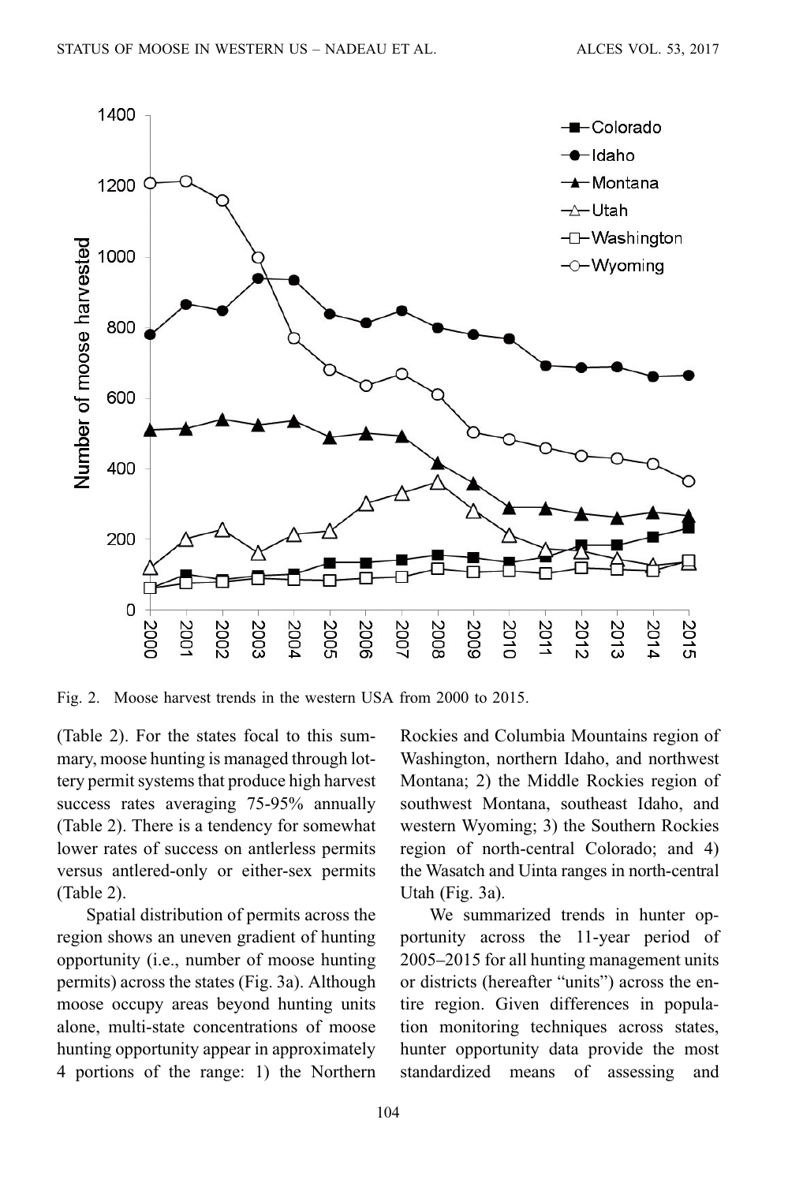Fig. 2. Moose harvest trends in the western USA from 2000 to 2015.

(Table 2). For the states focal to this summary, moose hunting is managed through lottery permit systems that produce high harvest success rates averaging 75-95% annually (Table 2). There is a tendency for somewhat lower rates of success on antlerless permits versus antlered-only or either-sex permits (Table 2).

Spatial distribution of permits across the region shows an uneven gradient of hunting opportunity (i.e., number of moose hunting permits) across the states (Fig. 3a). Although moose occupy areas beyond hunting units alone, multi-state concentrations of moose hunting opportunity appear in approximately 4 portions of the range: 1) the Northern Rockies and Columbia Mountains region of Washington, northern Idaho, and northwest Montana; 2) the Middle Rockies region of southwest Montana, southeast Idaho, and western Wyoming; 3) the Southern Rockies region of north-central Colorado; and 4) the Wasatch and Uinta ranges in north-central Utah (Fig. 3a).

We summarized trends in hunter opportunity across the 11-year period of 2005–2015 for all hunting management units or districts (hereafter "units") across the entire region. Given differences in population monitoring techniques across states, hunter opportunity data provide the most standardized means of assessing and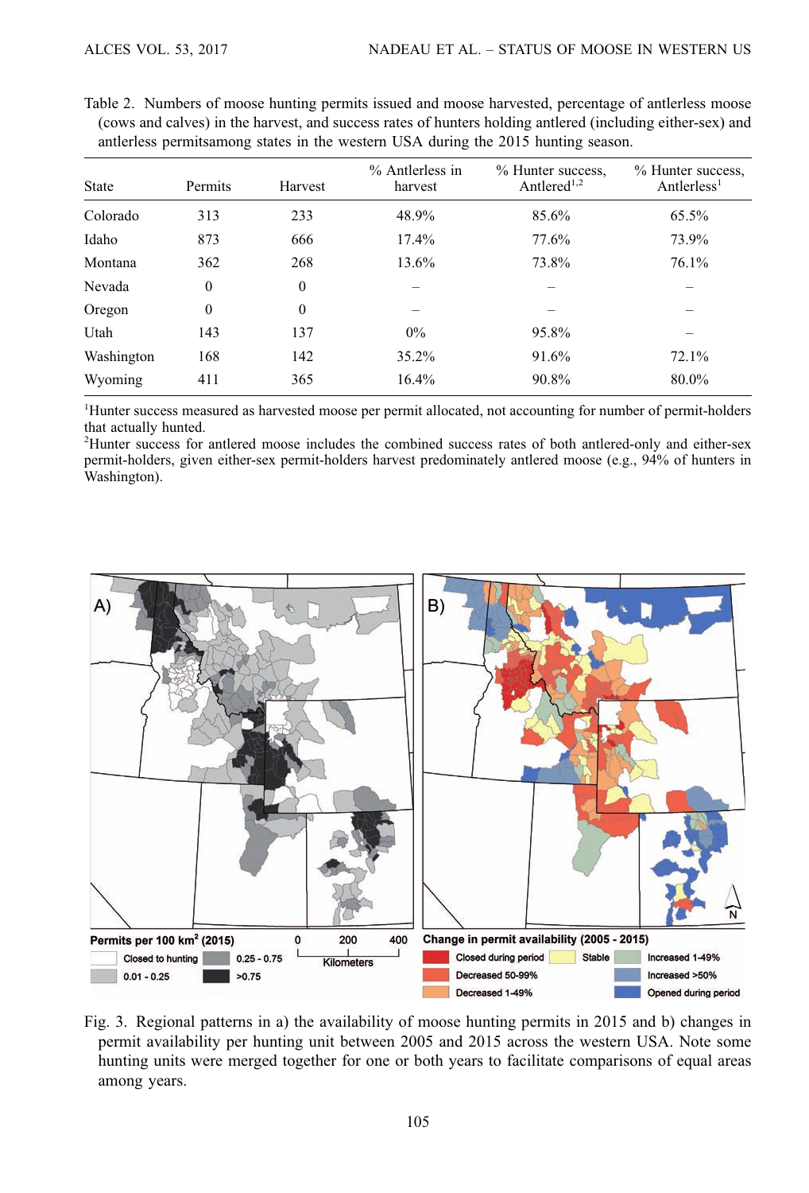Table 2. Numbers of moose hunting permits issued and moose harvested, percentage of antlerless moose (cows and calves) in the harvest, and success rates of hunters holding antlered (including either-sex) and antlerless permitsamong states in the western USA during the 2015 hunting season.

| State | Permits | Harvest | % Antlerless in harvest | % Hunter success, Antlered[1,2] | % Hunter success, Antlerless[1] |
|---|---|---|---|---|---|
| Colorado | 313 | 233 | 48.9% | 85.6% | 65.5% |
| Idaho | 873 | 666 | 17.4% | 77.6% | 73.9% |
| Montana | 362 | 268 | 13.6% | 73.8% | 76.1% |
| Nevada | 0 | 0 | – | – | – |
| Oregon | 0 | 0 | – | – | – |
| Utah | 143 | 137 | 0% | 95.8% | – |
| Washington | 168 | 142 | 35.2% | 91.6% | 72.1% |
| Wyoming | 411 | 365 | 16.4% | 90.8% | 80.0% |

[1]Hunter success measured as harvested moose per permit allocated, not accounting for number of permit-holders that actually hunted.

[2]Hunter success for antlered moose includes the combined success rates of both antlered-only and either-sex permit-holders, given either-sex permit-holders harvest predominately antlered moose (e.g., 94% of hunters in Washington).

Fig. 3. Regional patterns in a) the availability of moose hunting permits in 2015 and b) changes in permit availability per hunting unit between 2005 and 2015 across the western USA. Note some hunting units were merged together for one or both years to facilitate comparisons of equal areas among years.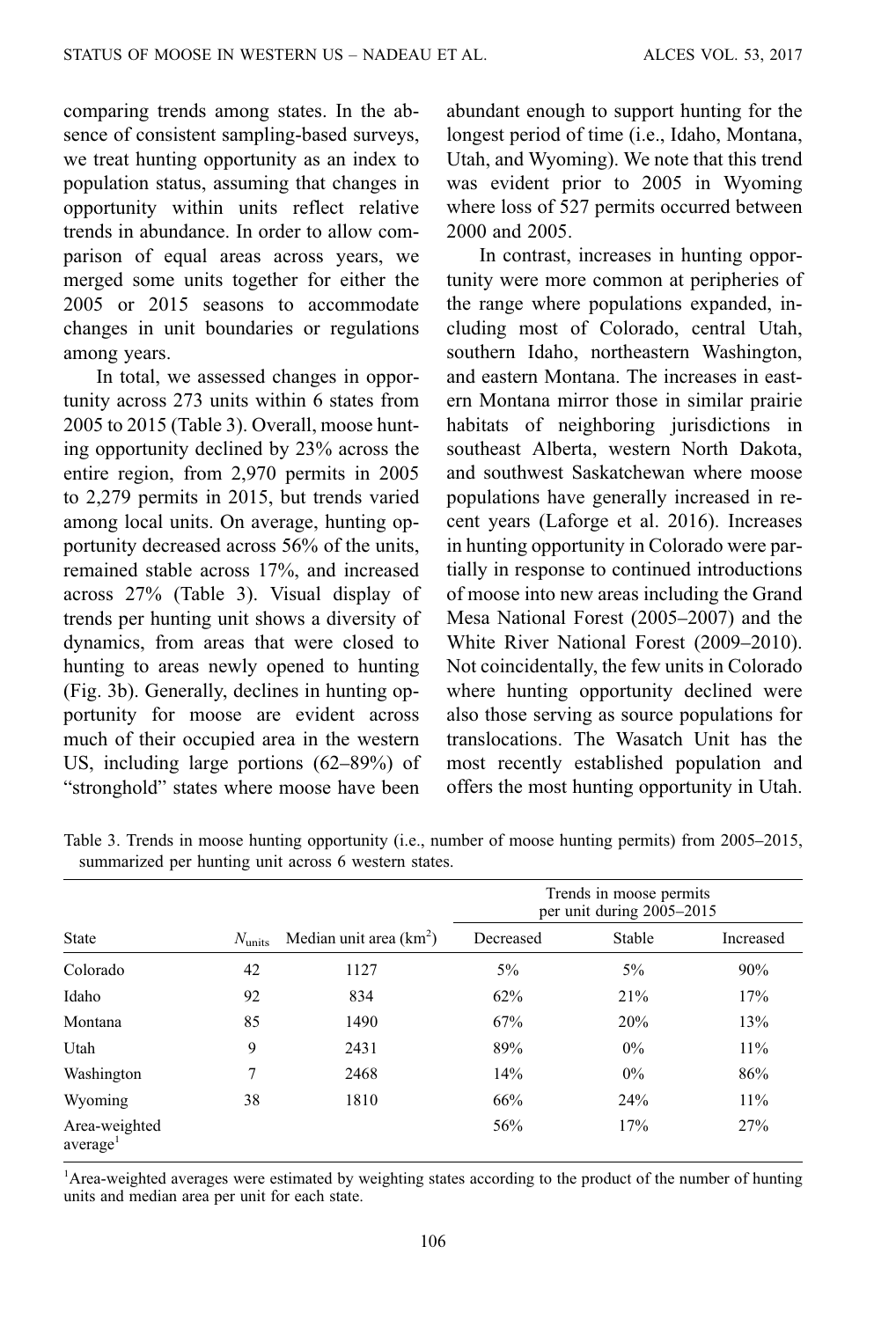comparing trends among states. In the absence of consistent sampling-based surveys, we treat hunting opportunity as an index to population status, assuming that changes in opportunity within units reflect relative trends in abundance. In order to allow comparison of equal areas across years, we merged some units together for either the 2005 or 2015 seasons to accommodate changes in unit boundaries or regulations among years.

In total, we assessed changes in opportunity across 273 units within 6 states from 2005 to 2015 (Table 3). Overall, moose hunting opportunity declined by 23% across the entire region, from 2,970 permits in 2005 to 2,279 permits in 2015, but trends varied among local units. On average, hunting opportunity decreased across 56% of the units, remained stable across 17%, and increased across 27% (Table 3). Visual display of trends per hunting unit shows a diversity of dynamics, from areas that were closed to hunting to areas newly opened to hunting (Fig. 3b). Generally, declines in hunting opportunity for moose are evident across much of their occupied area in the western US, including large portions (62–89%) of "stronghold" states where moose have been abundant enough to support hunting for the longest period of time (i.e., Idaho, Montana, Utah, and Wyoming). We note that this trend was evident prior to 2005 in Wyoming where loss of 527 permits occurred between 2000 and 2005.

In contrast, increases in hunting opportunity were more common at peripheries of the range where populations expanded, including most of Colorado, central Utah, southern Idaho, northeastern Washington, and eastern Montana. The increases in eastern Montana mirror those in similar prairie habitats of neighboring jurisdictions in southeast Alberta, western North Dakota, and southwest Saskatchewan where moose populations have generally increased in recent years (Laforge et al. 2016). Increases in hunting opportunity in Colorado were partially in response to continued introductions of moose into new areas including the Grand Mesa National Forest (2005–2007) and the White River National Forest (2009–2010). Not coincidentally, the few units in Colorado where hunting opportunity declined were also those serving as source populations for translocations. The Wasatch Unit has the most recently established population and offers the most hunting opportunity in Utah.

Table 3. Trends in moose hunting opportunity (i.e., number of moose hunting permits) from 2005–2015, summarized per hunting unit across 6 western states.

| | | | Trends in moose permits per unit during 2005–2015 | | |
|---|---|---|---|---|---|
| State | $N_{units}$ | Median unit area (km$^2$) | Decreased | Stable | Increased |
| Colorado | 42 | 1127 | 5% | 5% | 90% |
| Idaho | 92 | 834 | 62% | 21% | 17% |
| Montana | 85 | 1490 | 67% | 20% | 13% |
| Utah | 9 | 2431 | 89% | 0% | 11% |
| Washington | 7 | 2468 | 14% | 0% | 86% |
| Wyoming | 38 | 1810 | 66% | 24% | 11% |
| Area-weighted average[1] | | | 56% | 17% | 27% |

[1]Area-weighted averages were estimated by weighting states according to the product of the number of hunting units and median area per unit for each state.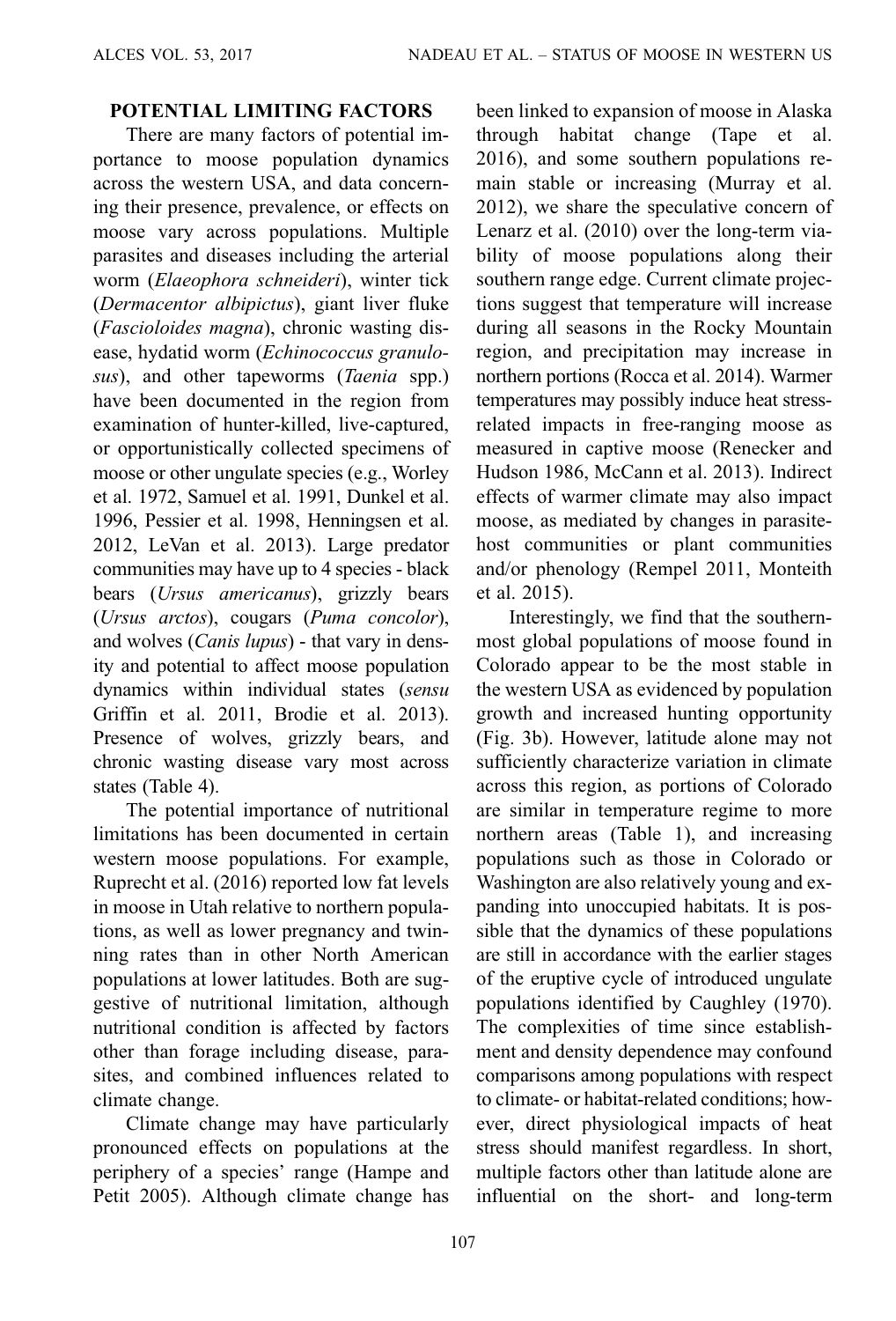## POTENTIAL LIMITING FACTORS

There are many factors of potential importance to moose population dynamics across the western USA, and data concerning their presence, prevalence, or effects on moose vary across populations. Multiple parasites and diseases including the arterial worm (*Elaeophora schneideri*), winter tick (*Dermacentor albipictus*), giant liver fluke (*Fascioloides magna*), chronic wasting disease, hydatid worm (*Echinococcus granulosus*), and other tapeworms (*Taenia* spp.) have been documented in the region from examination of hunter-killed, live-captured, or opportunistically collected specimens of moose or other ungulate species (e.g., Worley et al. 1972, Samuel et al. 1991, Dunkel et al. 1996, Pessier et al. 1998, Henningsen et al. 2012, LeVan et al. 2013). Large predator communities may have up to 4 species - black bears (*Ursus americanus*), grizzly bears (*Ursus arctos*), cougars (*Puma concolor*), and wolves (*Canis lupus*) - that vary in density and potential to affect moose population dynamics within individual states (*sensu* Griffin et al. 2011, Brodie et al. 2013). Presence of wolves, grizzly bears, and chronic wasting disease vary most across states (Table 4).

The potential importance of nutritional limitations has been documented in certain western moose populations. For example, Ruprecht et al. (2016) reported low fat levels in moose in Utah relative to northern populations, as well as lower pregnancy and twinning rates than in other North American populations at lower latitudes. Both are suggestive of nutritional limitation, although nutritional condition is affected by factors other than forage including disease, parasites, and combined influences related to climate change.

Climate change may have particularly pronounced effects on populations at the periphery of a species' range (Hampe and Petit 2005). Although climate change has been linked to expansion of moose in Alaska through habitat change (Tape et al. 2016), and some southern populations remain stable or increasing (Murray et al. 2012), we share the speculative concern of Lenarz et al. (2010) over the long-term viability of moose populations along their southern range edge. Current climate projections suggest that temperature will increase during all seasons in the Rocky Mountain region, and precipitation may increase in northern portions (Rocca et al. 2014). Warmer temperatures may possibly induce heat stress-related impacts in free-ranging moose as measured in captive moose (Renecker and Hudson 1986, McCann et al. 2013). Indirect effects of warmer climate may also impact moose, as mediated by changes in parasite-host communities or plant communities and/or phenology (Rempel 2011, Monteith et al. 2015).

Interestingly, we find that the southernmost global populations of moose found in Colorado appear to be the most stable in the western USA as evidenced by population growth and increased hunting opportunity (Fig. 3b). However, latitude alone may not sufficiently characterize variation in climate across this region, as portions of Colorado are similar in temperature regime to more northern areas (Table 1), and increasing populations such as those in Colorado or Washington are also relatively young and expanding into unoccupied habitats. It is possible that the dynamics of these populations are still in accordance with the earlier stages of the eruptive cycle of introduced ungulate populations identified by Caughley (1970). The complexities of time since establishment and density dependence may confound comparisons among populations with respect to climate- or habitat-related conditions; however, direct physiological impacts of heat stress should manifest regardless. In short, multiple factors other than latitude alone are influential on the short- and long-term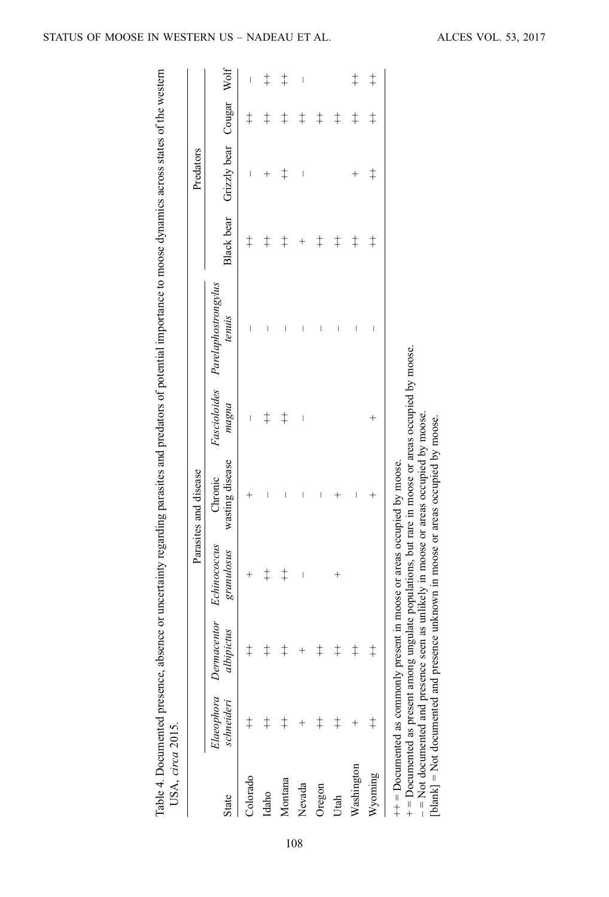Table 4. Documented presence, absence or uncertainty regarding parasites and predators of potential importance to moose dynamics across states of the western USA, *circa* 2015.

| State | Parasites and disease | | | | | | Predators | | | |
|---|---|---|---|---|---|---|---|---|---|---|
| | *Elaeophora schneideri* | *Dermacentor albipictus* | *Echinococcus granulosus* | Chronic wasting disease | *Fascioloides magna* | *Parelaphostrongylus tenuis* | Black bear | Grizzly bear | Cougar | Wolf |
| Colorado | ++ | ++ | + | + | – | – | ++ | – | ++ | – |
| Idaho | ++ | ++ | ++ | – | ++ | – | ++ | + | ++ | ++ |
| Montana | ++ | ++ | ++ | – | ++ | – | ++ | ++ | ++ | ++ |
| Nevada | + | + | – | – | – | – | + | – | ++ | – |
| Oregon | ++ | ++ | | – | | – | ++ | | ++ | |
| Utah | ++ | ++ | + | + | | – | ++ | | ++ | |
| Washington | + | ++ | | – | | – | ++ | + | ++ | ++ |
| Wyoming | ++ | ++ | | + | + | – | ++ | ++ | ++ | ++ |

++ = Documented as commonly present in moose or areas occupied by moose.
+ = Documented as present among ungulate populations, but rare in moose or areas occupied by moose.
– = Not documented and presence seen as unlikely in moose or areas occupied by moose.
[blank] = Not documented and presence unknown in moose or areas occupied by moose.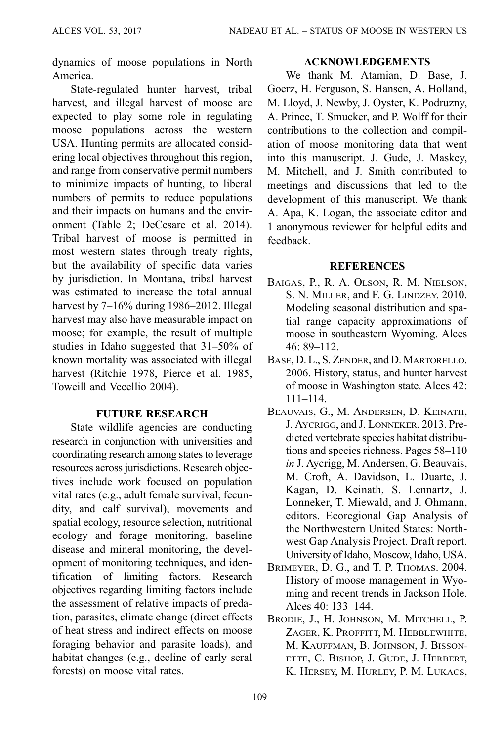dynamics of moose populations in North America.

State-regulated hunter harvest, tribal harvest, and illegal harvest of moose are expected to play some role in regulating moose populations across the western USA. Hunting permits are allocated considering local objectives throughout this region, and range from conservative permit numbers to minimize impacts of hunting, to liberal numbers of permits to reduce populations and their impacts on humans and the environment (Table 2; DeCesare et al. 2014). Tribal harvest of moose is permitted in most western states through treaty rights, but the availability of specific data varies by jurisdiction. In Montana, tribal harvest was estimated to increase the total annual harvest by 7–16% during 1986–2012. Illegal harvest may also have measurable impact on moose; for example, the result of multiple studies in Idaho suggested that 31–50% of known mortality was associated with illegal harvest (Ritchie 1978, Pierce et al. 1985, Toweill and Vecellio 2004).

## FUTURE RESEARCH

State wildlife agencies are conducting research in conjunction with universities and coordinating research among states to leverage resources across jurisdictions. Research objectives include work focused on population vital rates (e.g., adult female survival, fecundity, and calf survival), movements and spatial ecology, resource selection, nutritional ecology and forage monitoring, baseline disease and mineral monitoring, the development of monitoring techniques, and identification of limiting factors. Research objectives regarding limiting factors include the assessment of relative impacts of predation, parasites, climate change (direct effects of heat stress and indirect effects on moose foraging behavior and parasite loads), and habitat changes (e.g., decline of early seral forests) on moose vital rates.

## ACKNOWLEDGEMENTS

We thank M. Atamian, D. Base, J. Goerz, H. Ferguson, S. Hansen, A. Holland, M. Lloyd, J. Newby, J. Oyster, K. Podruzny, A. Prince, T. Smucker, and P. Wolff for their contributions to the collection and compilation of moose monitoring data that went into this manuscript. J. Gude, J. Maskey, M. Mitchell, and J. Smith contributed to meetings and discussions that led to the development of this manuscript. We thank A. Apa, K. Logan, the associate editor and 1 anonymous reviewer for helpful edits and feedback.

## REFERENCES

Baigas, P., R. A. Olson, R. M. Nielson, S. N. Miller, and F. G. Lindzey. 2010. Modeling seasonal distribution and spatial range capacity approximations of moose in southeastern Wyoming. Alces 46: 89–112.

Base, D. L., S. Zender, and D. Martorello. 2006. History, status, and hunter harvest of moose in Washington state. Alces 42: 111–114.

Beauvais, G., M. Andersen, D. Keinath, J. Aycrigg, and J. Lonneker. 2013. Predicted vertebrate species habitat distributions and species richness. Pages 58–110 *in* J. Aycrigg, M. Andersen, G. Beauvais, M. Croft, A. Davidson, L. Duarte, J. Kagan, D. Keinath, S. Lennartz, J. Lonneker, T. Miewald, and J. Ohmann, editors. Ecoregional Gap Analysis of the Northwestern United States: Northwest Gap Analysis Project. Draft report. University of Idaho, Moscow, Idaho, USA.

Brimeyer, D. G., and T. P. Thomas. 2004. History of moose management in Wyoming and recent trends in Jackson Hole. Alces 40: 133–144.

Brodie, J., H. Johnson, M. Mitchell, P. Zager, K. Proffitt, M. Hebblewhite, M. Kauffman, B. Johnson, J. Bissonette, C. Bishop, J. Gude, J. Herbert, K. Hersey, M. Hurley, P. M. Lukacs,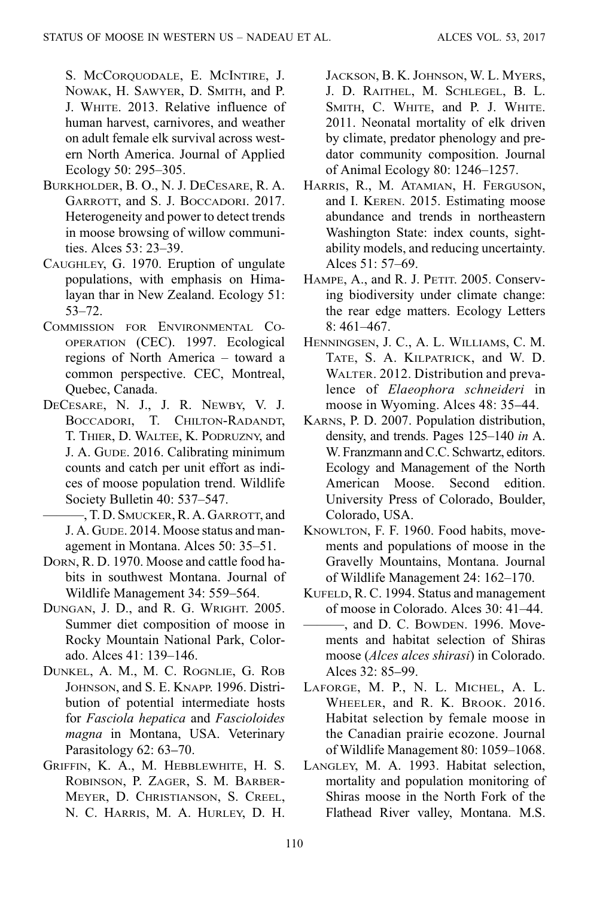S. McCorquodale, E. McIntire, J. Nowak, H. Sawyer, D. Smith, and P. J. White. 2013. Relative influence of human harvest, carnivores, and weather on adult female elk survival across western North America. Journal of Applied Ecology 50: 295–305.

Burkholder, B. O., N. J. DeCesare, R. A. Garrott, and S. J. Boccadori. 2017. Heterogeneity and power to detect trends in moose browsing of willow communities. Alces 53: 23–39.

Caughley, G. 1970. Eruption of ungulate populations, with emphasis on Himalayan thar in New Zealand. Ecology 51: 53–72.

Commission for Environmental Cooperation (CEC). 1997. Ecological regions of North America – toward a common perspective. CEC, Montreal, Quebec, Canada.

DeCesare, N. J., J. R. Newby, V. J. Boccadori, T. Chilton-Radandt, T. Thier, D. Waltee, K. Podruzny, and J. A. Gude. 2016. Calibrating minimum counts and catch per unit effort as indices of moose population trend. Wildlife Society Bulletin 40: 537–547.

———, T. D. Smucker, R. A. Garrott, and J. A. Gude. 2014. Moose status and management in Montana. Alces 50: 35–51.

Dorn, R. D. 1970. Moose and cattle food habits in southwest Montana. Journal of Wildlife Management 34: 559–564.

Dungan, J. D., and R. G. Wright. 2005. Summer diet composition of moose in Rocky Mountain National Park, Colorado. Alces 41: 139–146.

Dunkel, A. M., M. C. Rognlie, G. Rob Johnson, and S. E. Knapp. 1996. Distribution of potential intermediate hosts for *Fasciola hepatica* and *Fascioloides magna* in Montana, USA. Veterinary Parasitology 62: 63–70.

Griffin, K. A., M. Hebblewhite, H. S. Robinson, P. Zager, S. M. Barber-Meyer, D. Christianson, S. Creel, N. C. Harris, M. A. Hurley, D. H. Jackson, B. K. Johnson, W. L. Myers, J. D. Raithel, M. Schlegel, B. L. Smith, C. White, and P. J. White. 2011. Neonatal mortality of elk driven by climate, predator phenology and predator community composition. Journal of Animal Ecology 80: 1246–1257.

Harris, R., M. Atamian, H. Ferguson, and I. Keren. 2015. Estimating moose abundance and trends in northeastern Washington State: index counts, sightability models, and reducing uncertainty. Alces 51: 57–69.

Hampe, A., and R. J. Petit. 2005. Conserving biodiversity under climate change: the rear edge matters. Ecology Letters 8: 461–467.

Henningsen, J. C., A. L. Williams, C. M. Tate, S. A. Kilpatrick, and W. D. Walter. 2012. Distribution and prevalence of *Elaeophora schneideri* in moose in Wyoming. Alces 48: 35–44.

Karns, P. D. 2007. Population distribution, density, and trends. Pages 125–140 *in* A. W. Franzmann and C.C. Schwartz, editors. Ecology and Management of the North American Moose. Second edition. University Press of Colorado, Boulder, Colorado, USA.

Knowlton, F. F. 1960. Food habits, movements and populations of moose in the Gravelly Mountains, Montana. Journal of Wildlife Management 24: 162–170.

Kufeld, R. C. 1994. Status and management of moose in Colorado. Alces 30: 41–44.

———, and D. C. Bowden. 1996. Movements and habitat selection of Shiras moose (*Alces alces shirasi*) in Colorado. Alces 32: 85–99.

Laforge, M. P., N. L. Michel, A. L. Wheeler, and R. K. Brook. 2016. Habitat selection by female moose in the Canadian prairie ecozone. Journal of Wildlife Management 80: 1059–1068.

Langley, M. A. 1993. Habitat selection, mortality and population monitoring of Shiras moose in the North Fork of the Flathead River valley, Montana. M.S.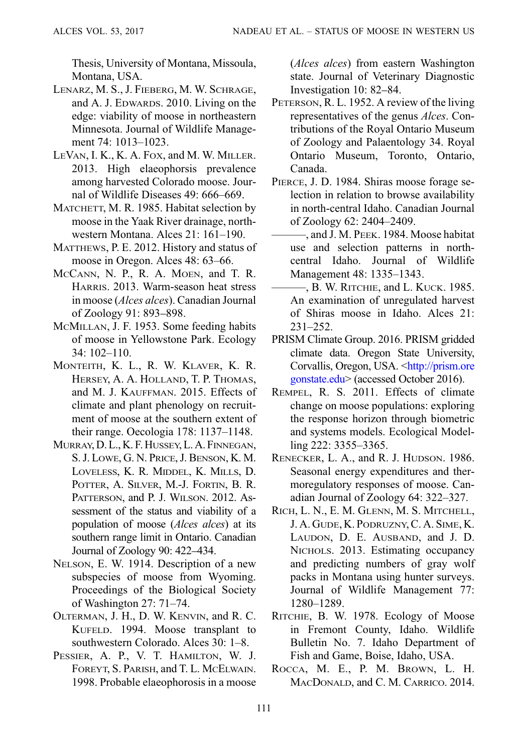Thesis, University of Montana, Missoula, Montana, USA.

Lenarz, M. S., J. Fieberg, M. W. Schrage, and A. J. Edwards. 2010. Living on the edge: viability of moose in northeastern Minnesota. Journal of Wildlife Management 74: 1013–1023.

LeVan, I. K., K. A. Fox, and M. W. Miller. 2013. High elaeophorsis prevalence among harvested Colorado moose. Journal of Wildlife Diseases 49: 666–669.

Matchett, M. R. 1985. Habitat selection by moose in the Yaak River drainage, northwestern Montana. Alces 21: 161–190.

Matthews, P. E. 2012. History and status of moose in Oregon. Alces 48: 63–66.

McCann, N. P., R. A. Moen, and T. R. Harris. 2013. Warm-season heat stress in moose (*Alces alces*). Canadian Journal of Zoology 91: 893–898.

McMillan, J. F. 1953. Some feeding habits of moose in Yellowstone Park. Ecology 34: 102–110.

Monteith, K. L., R. W. Klaver, K. R. Hersey, A. A. Holland, T. P. Thomas, and M. J. Kauffman. 2015. Effects of climate and plant phenology on recruitment of moose at the southern extent of their range. Oecologia 178: 1137–1148.

Murray, D. L., K. F. Hussey, L. A. Finnegan, S. J. Lowe, G. N. Price, J. Benson, K. M. Loveless, K. R. Middel, K. Mills, D. Potter, A. Silver, M.-J. Fortin, B. R. Patterson, and P. J. Wilson. 2012. Assessment of the status and viability of a population of moose (*Alces alces*) at its southern range limit in Ontario. Canadian Journal of Zoology 90: 422–434.

Nelson, E. W. 1914. Description of a new subspecies of moose from Wyoming. Proceedings of the Biological Society of Washington 27: 71–74.

Olterman, J. H., D. W. Kenvin, and R. C. Kufeld. 1994. Moose transplant to southwestern Colorado. Alces 30: 1–8.

Pessier, A. P., V. T. Hamilton, W. J. Foreyt, S. Parish, and T. L. McElwain. 1998. Probable elaeophorosis in a moose (*Alces alces*) from eastern Washington state. Journal of Veterinary Diagnostic Investigation 10: 82–84.

Peterson, R. L. 1952. A review of the living representatives of the genus *Alces*. Contributions of the Royal Ontario Museum of Zoology and Palaentology 34. Royal Ontario Museum, Toronto, Ontario, Canada.

Pierce, J. D. 1984. Shiras moose forage selection in relation to browse availability in north-central Idaho. Canadian Journal of Zoology 62: 2404–2409.

———, and J. M. Peek. 1984. Moose habitat use and selection patterns in north-central Idaho. Journal of Wildlife Management 48: 1335–1343.

———, B. W. Ritchie, and L. Kuck. 1985. An examination of unregulated harvest of Shiras moose in Idaho. Alces 21: 231–252.

PRISM Climate Group. 2016. PRISM gridded climate data. Oregon State University, Corvallis, Oregon, USA. <http://prism.oregonstate.edu> (accessed October 2016).

Rempel, R. S. 2011. Effects of climate change on moose populations: exploring the response horizon through biometric and systems models. Ecological Modelling 222: 3355–3365.

Renecker, L. A., and R. J. Hudson. 1986. Seasonal energy expenditures and thermoregulatory responses of moose. Canadian Journal of Zoology 64: 322–327.

Rich, L. N., E. M. Glenn, M. S. Mitchell, J. A. Gude, K. Podruzny, C. A. Sime, K. Laudon, D. E. Ausband, and J. D. Nichols. 2013. Estimating occupancy and predicting numbers of gray wolf packs in Montana using hunter surveys. Journal of Wildlife Management 77: 1280–1289.

Ritchie, B. W. 1978. Ecology of Moose in Fremont County, Idaho. Wildlife Bulletin No. 7. Idaho Department of Fish and Game, Boise, Idaho, USA.

Rocca, M. E., P. M. Brown, L. H. MacDonald, and C. M. Carrico. 2014.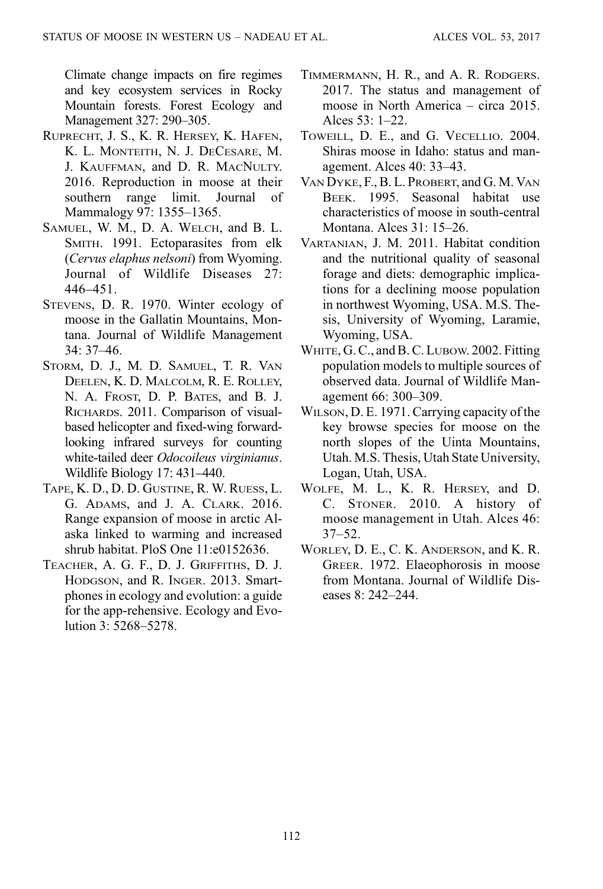Climate change impacts on fire regimes and key ecosystem services in Rocky Mountain forests. Forest Ecology and Management 327: 290–305.

Ruprecht, J. S., K. R. Hersey, K. Hafen, K. L. Monteith, N. J. DeCesare, M. J. Kauffman, and D. R. MacNulty. 2016. Reproduction in moose at their southern range limit. Journal of Mammalogy 97: 1355–1365.

Samuel, W. M., D. A. Welch, and B. L. Smith. 1991. Ectoparasites from elk (*Cervus elaphus nelsoni*) from Wyoming. Journal of Wildlife Diseases 27: 446–451.

Stevens, D. R. 1970. Winter ecology of moose in the Gallatin Mountains, Montana. Journal of Wildlife Management 34: 37–46.

Storm, D. J., M. D. Samuel, T. R. Van Deelen, K. D. Malcolm, R. E. Rolley, N. A. Frost, D. P. Bates, and B. J. Richards. 2011. Comparison of visual-based helicopter and fixed-wing forward-looking infrared surveys for counting white-tailed deer *Odocoileus virginianus*. Wildlife Biology 17: 431–440.

Tape, K. D., D. D. Gustine, R. W. Ruess, L. G. Adams, and J. A. Clark. 2016. Range expansion of moose in arctic Alaska linked to warming and increased shrub habitat. PloS One 11:e0152636.

Teacher, A. G. F., D. J. Griffiths, D. J. Hodgson, and R. Inger. 2013. Smartphones in ecology and evolution: a guide for the app-rehensive. Ecology and Evolution 3: 5268–5278.

Timmermann, H. R., and A. R. Rodgers. 2017. The status and management of moose in North America – circa 2015. Alces 53: 1–22.

Toweill, D. E., and G. Vecellio. 2004. Shiras moose in Idaho: status and management. Alces 40: 33–43.

Van Dyke, F., B. L. Probert, and G. M. Van Beek. 1995. Seasonal habitat use characteristics of moose in south-central Montana. Alces 31: 15–26.

Vartanian, J. M. 2011. Habitat condition and the nutritional quality of seasonal forage and diets: demographic implications for a declining moose population in northwest Wyoming, USA. M.S. Thesis, University of Wyoming, Laramie, Wyoming, USA.

White, G. C., and B. C. Lubow. 2002. Fitting population models to multiple sources of observed data. Journal of Wildlife Management 66: 300–309.

Wilson, D. E. 1971. Carrying capacity of the key browse species for moose on the north slopes of the Uinta Mountains, Utah. M.S. Thesis, Utah State University, Logan, Utah, USA.

Wolfe, M. L., K. R. Hersey, and D. C. Stoner. 2010. A history of moose management in Utah. Alces 46: 37–52.

Worley, D. E., C. K. Anderson, and K. R. Greer. 1972. Elaeophorosis in moose from Montana. Journal of Wildlife Diseases 8: 242–244.